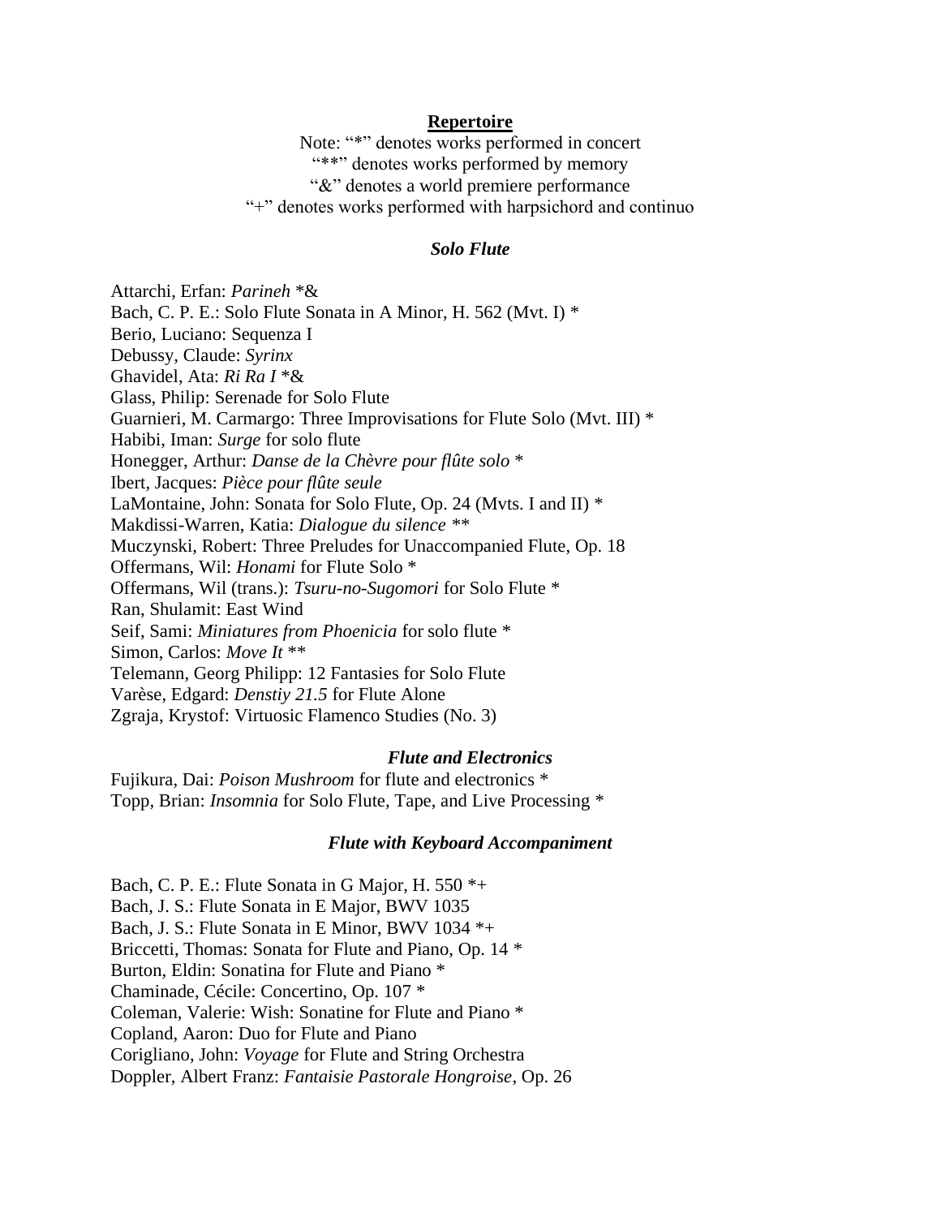## **Repertoire**

Note: "*" denotes works performed in concert
"**" denotes works performed by memory
"&" denotes a world premiere performance
"+" denotes works performed with harpsichord and continuo

### ***Solo Flute***

Attarchi, Erfan: *Parineh* *&
Bach, C. P. E.: Solo Flute Sonata in A Minor, H. 562 (Mvt. I) *
Berio, Luciano: Sequenza I
Debussy, Claude: *Syrinx*
Ghavidel, Ata: *Ri Ra I* *&
Glass, Philip: Serenade for Solo Flute
Guarnieri, M. Carmargo: Three Improvisations for Flute Solo (Mvt. III) *
Habibi, Iman: *Surge* for solo flute
Honegger, Arthur: *Danse de la Chèvre pour flûte solo* *
Ibert, Jacques: *Pièce pour flûte seule*
LaMontaine, John: Sonata for Solo Flute, Op. 24 (Mvts. I and II) *
Makdissi-Warren, Katia: *Dialogue du silence* **
Muczynski, Robert: Three Preludes for Unaccompanied Flute, Op. 18
Offermans, Wil: *Honami* for Flute Solo *
Offermans, Wil (trans.): *Tsuru-no-Sugomori* for Solo Flute *
Ran, Shulamit: East Wind
Seif, Sami: *Miniatures from Phoenicia* for solo flute *
Simon, Carlos: *Move It* **
Telemann, Georg Philipp: 12 Fantasies for Solo Flute
Varèse, Edgard: *Denstiy 21.5* for Flute Alone
Zgraja, Krystof: Virtuosic Flamenco Studies (No. 3)

### ***Flute and Electronics***

Fujikura, Dai: *Poison Mushroom* for flute and electronics *
Topp, Brian: *Insomnia* for Solo Flute, Tape, and Live Processing *

### ***Flute with Keyboard Accompaniment***

Bach, C. P. E.: Flute Sonata in G Major, H. 550 *+
Bach, J. S.: Flute Sonata in E Major, BWV 1035
Bach, J. S.: Flute Sonata in E Minor, BWV 1034 *+
Briccetti, Thomas: Sonata for Flute and Piano, Op. 14 *
Burton, Eldin: Sonatina for Flute and Piano *
Chaminade, Cécile: Concertino, Op. 107 *
Coleman, Valerie: Wish: Sonatine for Flute and Piano *
Copland, Aaron: Duo for Flute and Piano
Corigliano, John: *Voyage* for Flute and String Orchestra
Doppler, Albert Franz: *Fantaisie Pastorale Hongroise*, Op. 26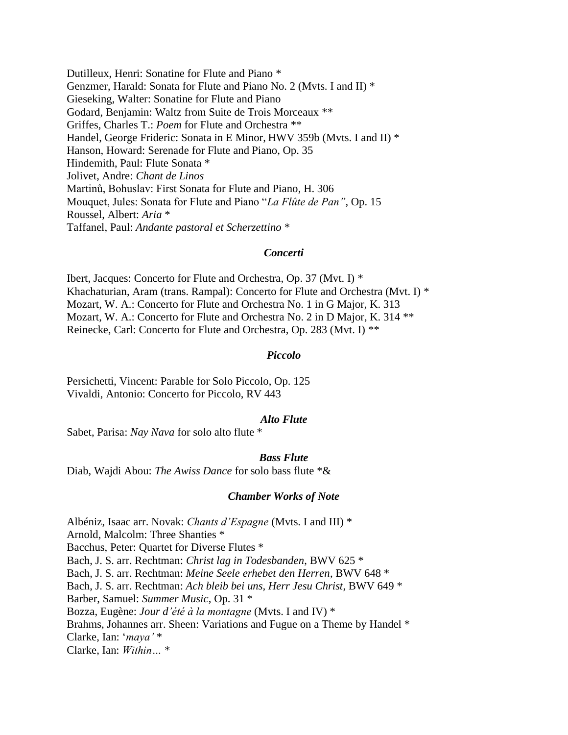Dutilleux, Henri: Sonatine for Flute and Piano *
Genzmer, Harald: Sonata for Flute and Piano No. 2 (Mvts. I and II) *
Gieseking, Walter: Sonatine for Flute and Piano
Godard, Benjamin: Waltz from Suite de Trois Morceaux **
Griffes, Charles T.: *Poem* for Flute and Orchestra **
Handel, George Frideric: Sonata in E Minor, HWV 359b (Mvts. I and II) *
Hanson, Howard: Serenade for Flute and Piano, Op. 35
Hindemith, Paul: Flute Sonata *
Jolivet, Andre: *Chant de Linos*
Martinů, Bohuslav: First Sonata for Flute and Piano, H. 306
Mouquet, Jules: Sonata for Flute and Piano "*La Flûte de Pan"*, Op. 15
Roussel, Albert: *Aria* *
Taffanel, Paul: *Andante pastoral et Scherzettino* *

### *Concerti*

Ibert, Jacques: Concerto for Flute and Orchestra, Op. 37 (Mvt. I) *
Khachaturian, Aram (trans. Rampal): Concerto for Flute and Orchestra (Mvt. I) *
Mozart, W. A.: Concerto for Flute and Orchestra No. 1 in G Major, K. 313
Mozart, W. A.: Concerto for Flute and Orchestra No. 2 in D Major, K. 314 **
Reinecke, Carl: Concerto for Flute and Orchestra, Op. 283 (Mvt. I) **

### *Piccolo*

Persichetti, Vincent: Parable for Solo Piccolo, Op. 125
Vivaldi, Antonio: Concerto for Piccolo, RV 443

### *Alto Flute*

Sabet, Parisa: *Nay Nava* for solo alto flute *

### *Bass Flute*

Diab, Wajdi Abou: *The Awiss Dance* for solo bass flute *&

### *Chamber Works of Note*

Albéniz, Isaac arr. Novak: *Chants d'Espagne* (Mvts. I and III) *
Arnold, Malcolm: Three Shanties *
Bacchus, Peter: Quartet for Diverse Flutes *
Bach, J. S. arr. Rechtman: *Christ lag in Todesbanden*, BWV 625 *
Bach, J. S. arr. Rechtman: *Meine Seele erhebet den Herren*, BWV 648 *
Bach, J. S. arr. Rechtman: *Ach bleib bei uns, Herr Jesu Christ*, BWV 649 *
Barber, Samuel: *Summer Music*, Op. 31 *
Bozza, Eugène: *Jour d'été à la montagne* (Mvts. I and IV) *
Brahms, Johannes arr. Sheen: Variations and Fugue on a Theme by Handel *
Clarke, Ian: '*maya'* *
Clarke, Ian: *Within…* *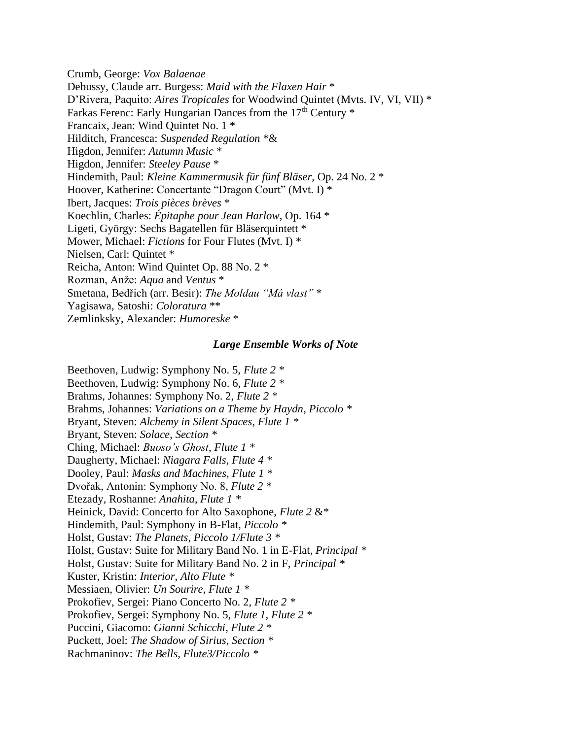Crumb, George: *Vox Balaenae*
Debussy, Claude arr. Burgess: *Maid with the Flaxen Hair* *
D'Rivera, Paquito: *Aires Tropicales* for Woodwind Quintet (Mvts. IV, VI, VII) *
Farkas Ferenc: Early Hungarian Dances from the 17th Century *
Francaix, Jean: Wind Quintet No. 1 *
Hilditch, Francesca: *Suspended Regulation* *&
Higdon, Jennifer: *Autumn Music* *
Higdon, Jennifer: *Steeley Pause* *
Hindemith, Paul: *Kleine Kammermusik für fünf Bläser*, Op. 24 No. 2 *
Hoover, Katherine: Concertante "Dragon Court" (Mvt. I) *
Ibert, Jacques: *Trois pièces brèves* *
Koechlin, Charles: *Épitaphe pour Jean Harlow*, Op. 164 *
Ligeti, György: Sechs Bagatellen für Bläserquintett *
Mower, Michael: *Fictions* for Four Flutes (Mvt. I) *
Nielsen, Carl: Quintet *
Reicha, Anton: Wind Quintet Op. 88 No. 2 *
Rozman, Anže: *Aqua* and *Ventus* *
Smetana, Bedřich (arr. Besir): *The Moldau "Má vlast"* *
Yagisawa, Satoshi: *Coloratura* **
Zemlinksky, Alexander: *Humoreske* *

### *Large Ensemble Works of Note*

Beethoven, Ludwig: Symphony No. 5, *Flute 2* *
Beethoven, Ludwig: Symphony No. 6, *Flute 2* *
Brahms, Johannes: Symphony No. 2, *Flute 2* *
Brahms, Johannes: *Variations on a Theme by Haydn*, *Piccolo* *
Bryant, Steven: *Alchemy in Silent Spaces*, *Flute 1* *
Bryant, Steven: *Solace*, *Section* *
Ching, Michael: *Buoso's Ghost*, *Flute 1* *
Daugherty, Michael: *Niagara Falls*, *Flute 4* *
Dooley, Paul: *Masks and Machines*, *Flute 1* *
Dvořak, Antonin: Symphony No. 8, *Flute 2* *
Etezady, Roshanne: *Anahita*, *Flute 1* *
Heinick, David: Concerto for Alto Saxophone, *Flute 2* &*
Hindemith, Paul: Symphony in B-Flat, *Piccolo* *
Holst, Gustav: *The Planets*, *Piccolo 1/Flute 3* *
Holst, Gustav: Suite for Military Band No. 1 in E-Flat, *Principal* *
Holst, Gustav: Suite for Military Band No. 2 in F, *Principal* *
Kuster, Kristin: *Interior*, *Alto Flute* *
Messiaen, Olivier: *Un Sourire*, *Flute 1* *
Prokofiev, Sergei: Piano Concerto No. 2, *Flute 2* *
Prokofiev, Sergei: Symphony No. 5, *Flute 1, Flute 2* *
Puccini, Giacomo: *Gianni Schicchi*, *Flute 2* *
Puckett, Joel: *The Shadow of Sirius*, *Section* *
Rachmaninov: *The Bells*, *Flute3/Piccolo* *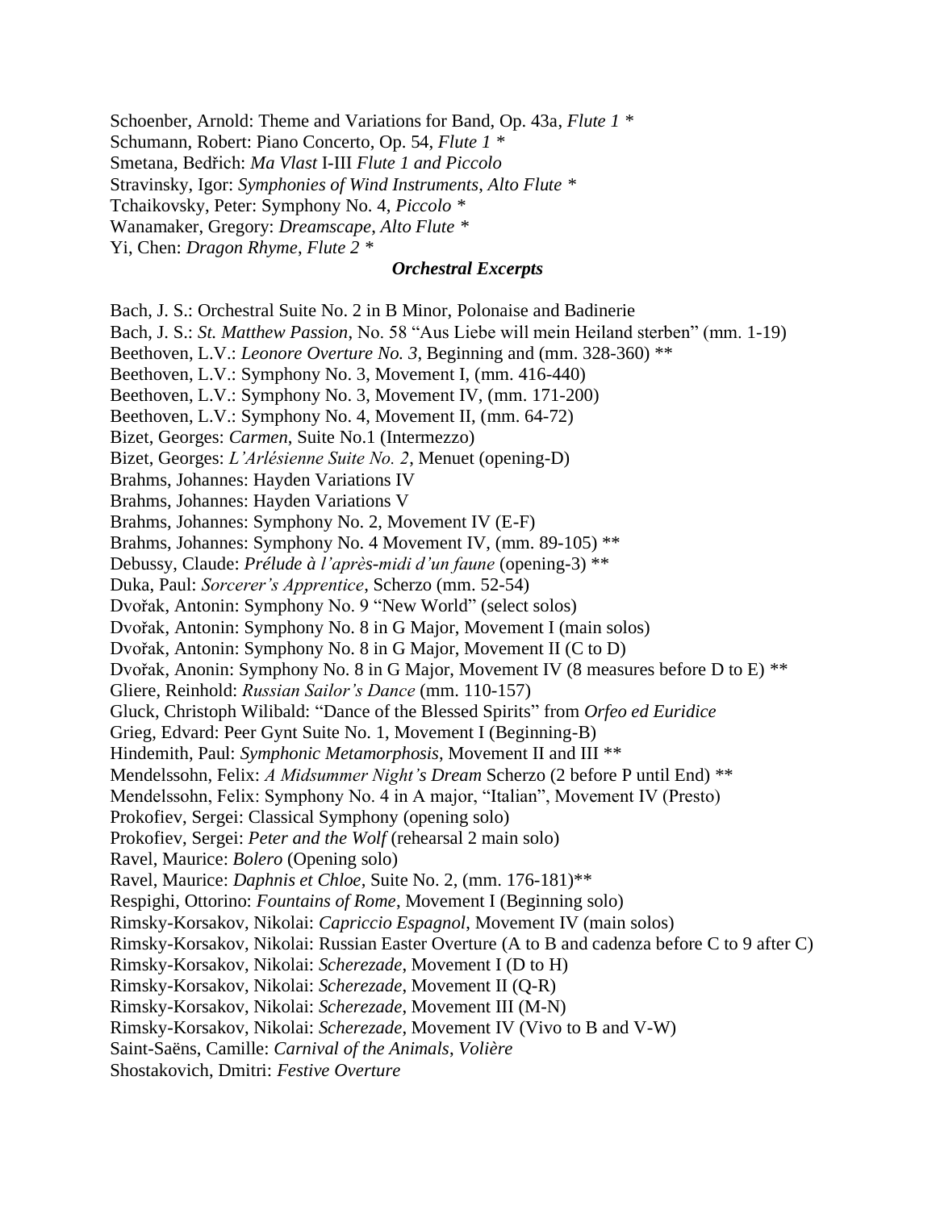Schoenber, Arnold: Theme and Variations for Band, Op. 43a, *Flute 1* *
Schumann, Robert: Piano Concerto, Op. 54, *Flute 1* *
Smetana, Bedřich: *Ma Vlast* I-III *Flute 1 and Piccolo*
Stravinsky, Igor: *Symphonies of Wind Instruments*, *Alto Flute* *
Tchaikovsky, Peter: Symphony No. 4, *Piccolo* *
Wanamaker, Gregory: *Dreamscape*, *Alto Flute* *
Yi, Chen: *Dragon Rhyme*, *Flute 2* *

### *Orchestral Excerpts*

Bach, J. S.: Orchestral Suite No. 2 in B Minor, Polonaise and Badinerie
Bach, J. S.: *St. Matthew Passion*, No. 58 "Aus Liebe will mein Heiland sterben" (mm. 1-19)
Beethoven, L.V.: *Leonore Overture No. 3*, Beginning and (mm. 328-360) **
Beethoven, L.V.: Symphony No. 3, Movement I, (mm. 416-440)
Beethoven, L.V.: Symphony No. 3, Movement IV, (mm. 171-200)
Beethoven, L.V.: Symphony No. 4, Movement II, (mm. 64-72)
Bizet, Georges: *Carmen*, Suite No.1 (Intermezzo)
Bizet, Georges: *L'Arlésienne Suite No. 2*, Menuet (opening-D)
Brahms, Johannes: Hayden Variations IV
Brahms, Johannes: Hayden Variations V
Brahms, Johannes: Symphony No. 2, Movement IV (E-F)
Brahms, Johannes: Symphony No. 4 Movement IV, (mm. 89-105) **
Debussy, Claude: *Prélude à l'après-midi d'un faune* (opening-3) **
Duka, Paul: *Sorcerer's Apprentice*, Scherzo (mm. 52-54)
Dvořak, Antonin: Symphony No. 9 "New World" (select solos)
Dvořak, Antonin: Symphony No. 8 in G Major, Movement I (main solos)
Dvořak, Antonin: Symphony No. 8 in G Major, Movement II (C to D)
Dvořak, Anonin: Symphony No. 8 in G Major, Movement IV (8 measures before D to E) **
Gliere, Reinhold: *Russian Sailor's Dance* (mm. 110-157)
Gluck, Christoph Wilibald: "Dance of the Blessed Spirits" from *Orfeo ed Euridice*
Grieg, Edvard: Peer Gynt Suite No. 1, Movement I (Beginning-B)
Hindemith, Paul: *Symphonic Metamorphosis*, Movement II and III **
Mendelssohn, Felix: *A Midsummer Night's Dream* Scherzo (2 before P until End) **
Mendelssohn, Felix: Symphony No. 4 in A major, "Italian", Movement IV (Presto)
Prokofiev, Sergei: Classical Symphony (opening solo)
Prokofiev, Sergei: *Peter and the Wolf* (rehearsal 2 main solo)
Ravel, Maurice: *Bolero* (Opening solo)
Ravel, Maurice: *Daphnis et Chloe*, Suite No. 2, (mm. 176-181)**
Respighi, Ottorino: *Fountains of Rome*, Movement I (Beginning solo)
Rimsky-Korsakov, Nikolai: *Capriccio Espagnol*, Movement IV (main solos)
Rimsky-Korsakov, Nikolai: Russian Easter Overture (A to B and cadenza before C to 9 after C)
Rimsky-Korsakov, Nikolai: *Scherezade*, Movement I (D to H)
Rimsky-Korsakov, Nikolai: *Scherezade*, Movement II (Q-R)
Rimsky-Korsakov, Nikolai: *Scherezade*, Movement III (M-N)
Rimsky-Korsakov, Nikolai: *Scherezade*, Movement IV (Vivo to B and V-W)
Saint-Saëns, Camille: *Carnival of the Animals*, *Volière*
Shostakovich, Dmitri: *Festive Overture*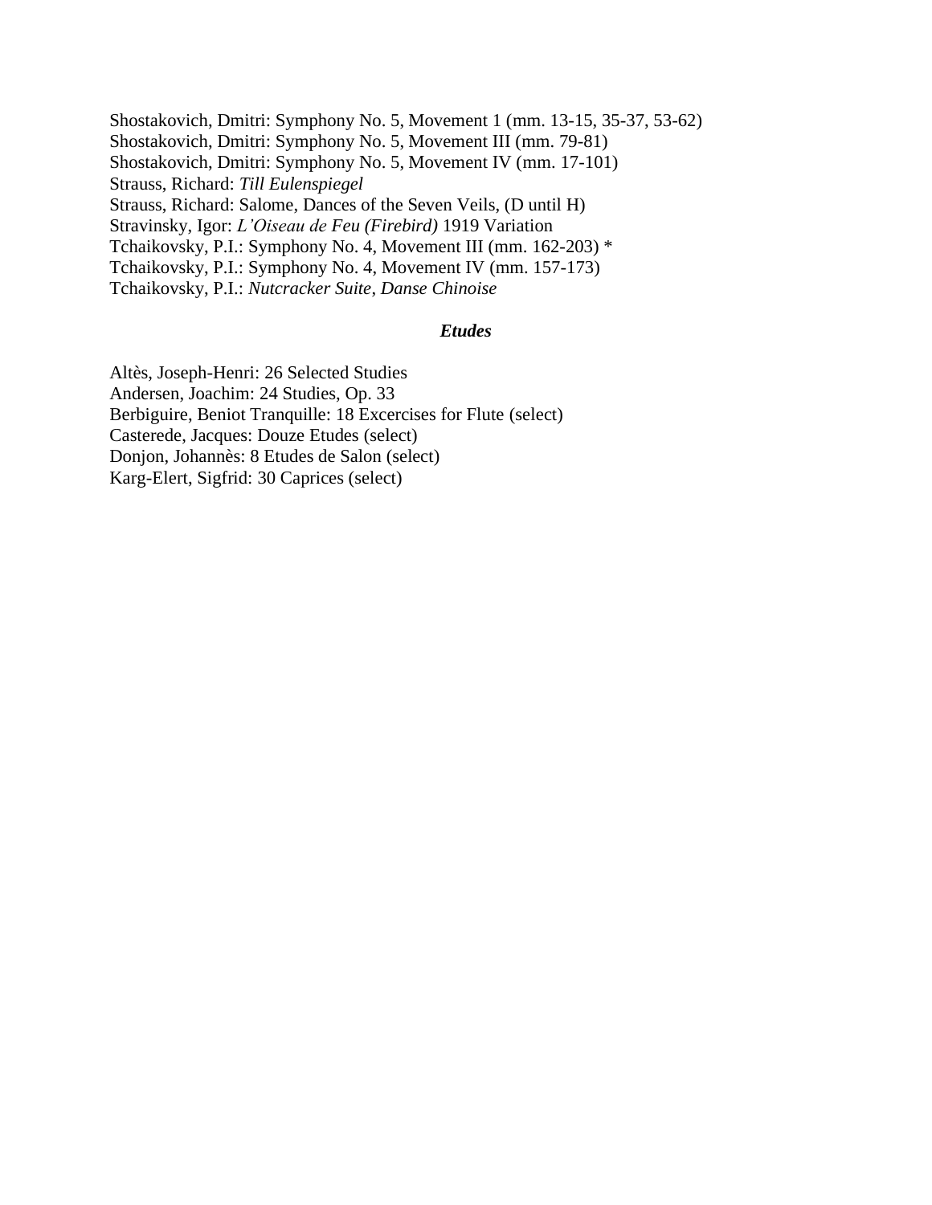Shostakovich, Dmitri: Symphony No. 5, Movement 1 (mm. 13-15, 35-37, 53-62)
Shostakovich, Dmitri: Symphony No. 5, Movement III (mm. 79-81)
Shostakovich, Dmitri: Symphony No. 5, Movement IV (mm. 17-101)
Strauss, Richard: *Till Eulenspiegel*
Strauss, Richard: Salome, Dances of the Seven Veils, (D until H)
Stravinsky, Igor: *L'Oiseau de Feu (Firebird)* 1919 Variation
Tchaikovsky, P.I.: Symphony No. 4, Movement III (mm. 162-203) *
Tchaikovsky, P.I.: Symphony No. 4, Movement IV (mm. 157-173)
Tchaikovsky, P.I.: *Nutcracker Suite*, *Danse Chinoise*

### ***Etudes***

Altès, Joseph-Henri: 26 Selected Studies
Andersen, Joachim: 24 Studies, Op. 33
Berbiguire, Beniot Tranquille: 18 Excercises for Flute (select)
Casterede, Jacques: Douze Etudes (select)
Donjon, Johannès: 8 Etudes de Salon (select)
Karg-Elert, Sigfrid: 30 Caprices (select)